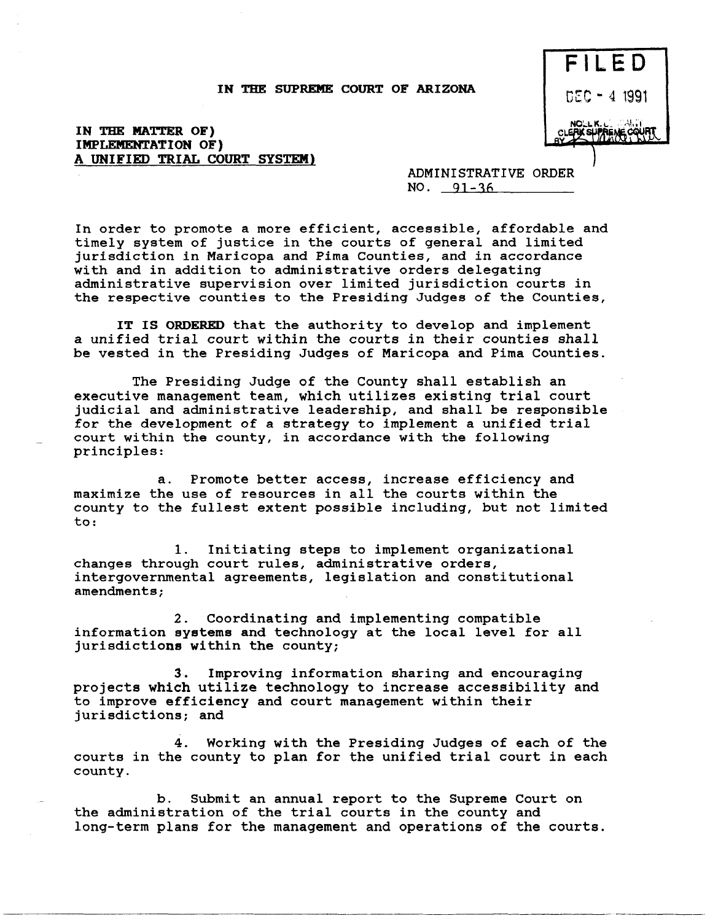**IN THE SUPREME COURT OF ARIZONA**

FILED
DEC - 4 1991
NOEL K. DESSAINT
CLERK SUPREME COURT
BY

**IN THE MATTER OF)**
**IMPLEMENTATION OF)**
**A UNIFIED TRIAL COURT SYSTEM)**

ADMINISTRATIVE ORDER
NO. 91-36

In order to promote a more efficient, accessible, affordable and timely system of justice in the courts of general and limited jurisdiction in Maricopa and Pima Counties, and in accordance with and in addition to administrative orders delegating administrative supervision over limited jurisdiction courts in the respective counties to the Presiding Judges of the Counties,

**IT IS ORDERED** that the authority to develop and implement a unified trial court within the courts in their counties shall be vested in the Presiding Judges of Maricopa and Pima Counties.

The Presiding Judge of the County shall establish an executive management team, which utilizes existing trial court judicial and administrative leadership, and shall be responsible for the development of a strategy to implement a unified trial court within the county, in accordance with the following principles:

a. Promote better access, increase efficiency and maximize the use of resources in all the courts within the county to the fullest extent possible including, but not limited to:

1. Initiating steps to implement organizational changes through court rules, administrative orders, intergovernmental agreements, legislation and constitutional amendments;

2. Coordinating and implementing compatible information systems and technology at the local level for all jurisdictions within the county;

3. Improving information sharing and encouraging projects which utilize technology to increase accessibility and to improve efficiency and court management within their jurisdictions; and

4. Working with the Presiding Judges of each of the courts in the county to plan for the unified trial court in each county.

b. Submit an annual report to the Supreme Court on the administration of the trial courts in the county and long-term plans for the management and operations of the courts.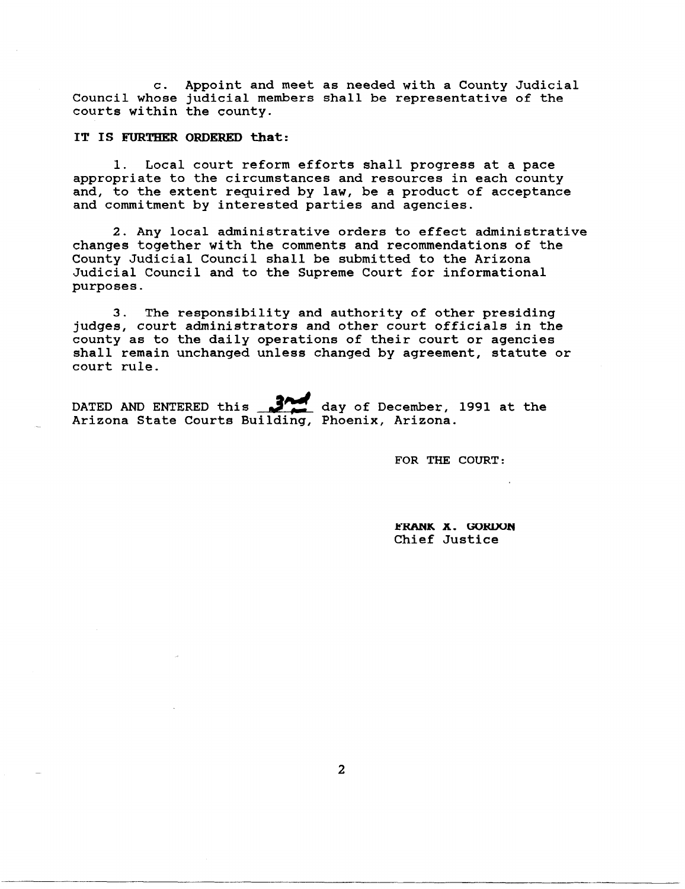c. Appoint and meet as needed with a County Judicial Council whose judicial members shall be representative of the courts within the county.

**IT IS FURTHER ORDERED that:**

1. Local court reform efforts shall progress at a pace appropriate to the circumstances and resources in each county and, to the extent required by law, be a product of acceptance and commitment by interested parties and agencies.

2. Any local administrative orders to effect administrative changes together with the comments and recommendations of the County Judicial Council shall be submitted to the Arizona Judicial Council and to the Supreme Court for informational purposes.

3. The responsibility and authority of other presiding judges, court administrators and other court officials in the county as to the daily operations of their court or agencies shall remain unchanged unless changed by agreement, statute or court rule.

DATED AND ENTERED this 3rd day of December, 1991 at the Arizona State Courts Building, Phoenix, Arizona.

FOR THE COURT:

**FRANK X. GORDON**
Chief Justice